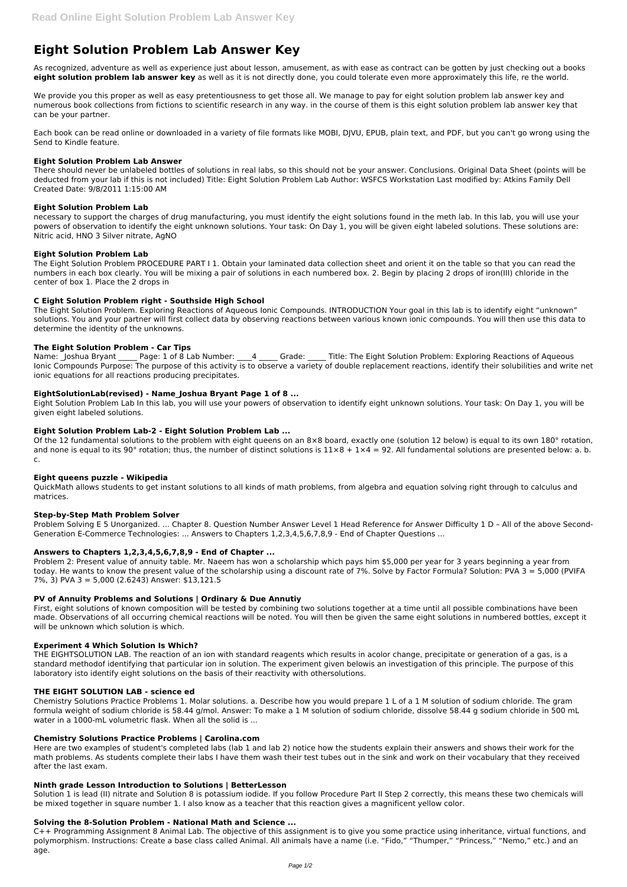# Eight Solution Problem Lab Answer Key

As recognized, adventure as well as experience just about lesson, amusement, as with ease as contract can be gotten by just checking out a books **eight solution problem lab answer key** as well as it is not directly done, you could tolerate even more approximately this life, re the world.

We provide you this proper as well as easy pretentiousness to get those all. We manage to pay for eight solution problem lab answer key and numerous book collections from fictions to scientific research in any way. in the course of them is this eight solution problem lab answer key that can be your partner.

Each book can be read online or downloaded in a variety of file formats like MOBI, DJVU, EPUB, plain text, and PDF, but you can't go wrong using the Send to Kindle feature.

### Eight Solution Problem Lab Answer

There should never be unlabeled bottles of solutions in real labs, so this should not be your answer. Conclusions. Original Data Sheet (points will be deducted from your lab if this is not included) Title: Eight Solution Problem Lab Author: WSFCS Workstation Last modified by: Atkins Family Dell Created Date: 9/8/2011 1:15:00 AM

### Eight Solution Problem Lab

necessary to support the charges of drug manufacturing, you must identify the eight solutions found in the meth lab. In this lab, you will use your powers of observation to identify the eight unknown solutions. Your task: On Day 1, you will be given eight labeled solutions. These solutions are: Nitric acid, HNO 3 Silver nitrate, AgNO

### Eight Solution Problem Lab

The Eight Solution Problem PROCEDURE PART I 1. Obtain your laminated data collection sheet and orient it on the table so that you can read the numbers in each box clearly. You will be mixing a pair of solutions in each numbered box. 2. Begin by placing 2 drops of iron(III) chloride in the center of box 1. Place the 2 drops in

### C Eight Solution Problem right - Southside High School

The Eight Solution Problem. Exploring Reactions of Aqueous Ionic Compounds. INTRODUCTION Your goal in this lab is to identify eight “unknown” solutions. You and your partner will first collect data by observing reactions between various known ionic compounds. You will then use this data to determine the identity of the unknowns.

### The Eight Solution Problem - Car Tips

Name: _Joshua Bryant _____ Page: 1 of 8 Lab Number: ____4 _____ Grade: _____ Title: The Eight Solution Problem: Exploring Reactions of Aqueous Ionic Compounds Purpose: The purpose of this activity is to observe a variety of double replacement reactions, identify their solubilities and write net ionic equations for all reactions producing precipitates.

### EightSolutionLab(revised) - Name_Joshua Bryant Page 1 of 8 ...

Eight Solution Problem Lab In this lab, you will use your powers of observation to identify eight unknown solutions. Your task: On Day 1, you will be given eight labeled solutions.

### Eight Solution Problem Lab-2 - Eight Solution Problem Lab ...

Of the 12 fundamental solutions to the problem with eight queens on an 8×8 board, exactly one (solution 12 below) is equal to its own 180° rotation, and none is equal to its 90° rotation; thus, the number of distinct solutions is $11\times8 + 1\times4 = 92$. All fundamental solutions are presented below: a. b. c.

### Eight queens puzzle - Wikipedia

QuickMath allows students to get instant solutions to all kinds of math problems, from algebra and equation solving right through to calculus and matrices.

### Step-by-Step Math Problem Solver

Problem Solving E 5 Unorganized. ... Chapter 8. Question Number Answer Level 1 Head Reference for Answer Difficulty 1 D – All of the above Second-Generation E-Commerce Technologies: ... Answers to Chapters 1,2,3,4,5,6,7,8,9 - End of Chapter Questions ...

### Answers to Chapters 1,2,3,4,5,6,7,8,9 - End of Chapter ...

Problem 2: Present value of annuity table. Mr. Naeem has won a scholarship which pays him $5,000 per year for 3 years beginning a year from today. He wants to know the present value of the scholarship using a discount rate of 7%. Solve by Factor Formula? Solution: PVA 3 = 5,000 (PVIFA 7%, 3) PVA 3 = 5,000 (2.6243) Answer: $13,121.5

### PV of Annuity Problems and Solutions | Ordinary & Due Annutiy

First, eight solutions of known composition will be tested by combining two solutions together at a time until all possible combinations have been made. Observations of all occurring chemical reactions will be noted. You will then be given the same eight solutions in numbered bottles, except it will be unknown which solution is which.

### Experiment 4 Which Solution Is Which?

THE EIGHTSOLUTION LAB. The reaction of an ion with standard reagents which results in acolor change, precipitate or generation of a gas, is a standard methodof identifying that particular ion in solution. The experiment given belowis an investigation of this principle. The purpose of this laboratory isto identify eight solutions on the basis of their reactivity with othersolutions.

### THE EIGHT SOLUTION LAB - science ed

Chemistry Solutions Practice Problems 1. Molar solutions. a. Describe how you would prepare 1 L of a 1 M solution of sodium chloride. The gram formula weight of sodium chloride is 58.44 g/mol. Answer: To make a 1 M solution of sodium chloride, dissolve 58.44 g sodium chloride in 500 mL water in a 1000-mL volumetric flask. When all the solid is ...

### Chemistry Solutions Practice Problems | Carolina.com

Here are two examples of student's completed labs (lab 1 and lab 2) notice how the students explain their answers and shows their work for the math problems. As students complete their labs I have them wash their test tubes out in the sink and work on their vocabulary that they received after the last exam.

### Ninth grade Lesson Introduction to Solutions | BetterLesson

Solution 1 is lead (II) nitrate and Solution 8 is potassium iodide. If you follow Procedure Part II Step 2 correctly, this means these two chemicals will be mixed together in square number 1. I also know as a teacher that this reaction gives a magnificent yellow color.

### Solving the 8-Solution Problem - National Math and Science ...

C++ Programming Assignment 8 Animal Lab. The objective of this assignment is to give you some practice using inheritance, virtual functions, and polymorphism. Instructions: Create a base class called Animal. All animals have a name (i.e. “Fido,” “Thumper,” “Princess,” “Nemo,” etc.) and an age.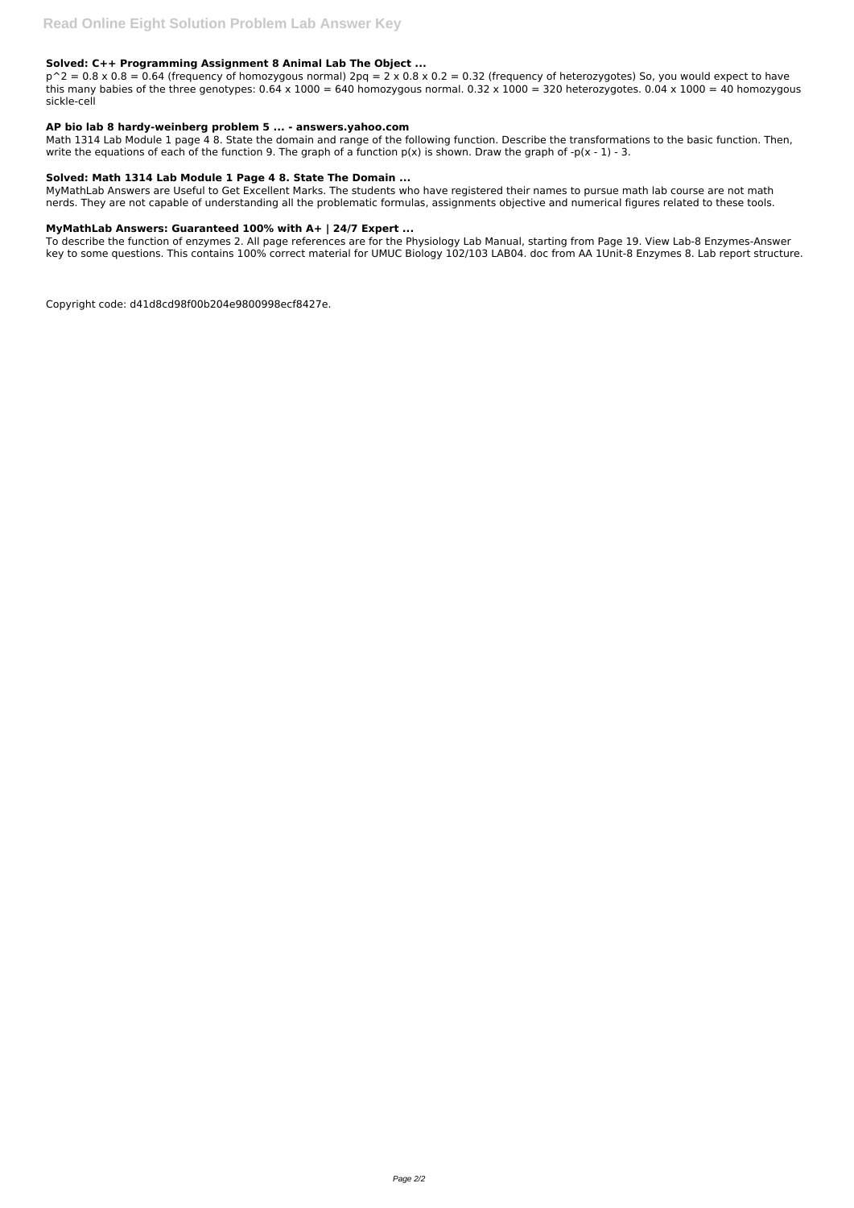### Solved: C++ Programming Assignment 8 Animal Lab The Object ...

$p^2 = 0.8 \times 0.8 = 0.64$ (frequency of homozygous normal) $2pq = 2 \times 0.8 \times 0.2 = 0.32$ (frequency of heterozygotes) So, you would expect to have this many babies of the three genotypes: $0.64 \times 1000 = 640$ homozygous normal. $0.32 \times 1000 = 320$ heterozygotes. $0.04 \times 1000 = 40$ homozygous sickle-cell

### AP bio lab 8 hardy-weinberg problem 5 ... - answers.yahoo.com

Math 1314 Lab Module 1 page 4 8. State the domain and range of the following function. Describe the transformations to the basic function. Then, write the equations of each of the function 9. The graph of a function $p(x)$ is shown. Draw the graph of $-p(x - 1) - 3$.

### Solved: Math 1314 Lab Module 1 Page 4 8. State The Domain ...

MyMathLab Answers are Useful to Get Excellent Marks. The students who have registered their names to pursue math lab course are not math nerds. They are not capable of understanding all the problematic formulas, assignments objective and numerical figures related to these tools.

### MyMathLab Answers: Guaranteed 100% with A+ | 24/7 Expert ...

To describe the function of enzymes 2. All page references are for the Physiology Lab Manual, starting from Page 19. View Lab-8 Enzymes-Answer key to some questions. This contains 100% correct material for UMUC Biology 102/103 LAB04. doc from AA 1Unit-8 Enzymes 8. Lab report structure.

Copyright code: d41d8cd98f00b204e9800998ecf8427e.